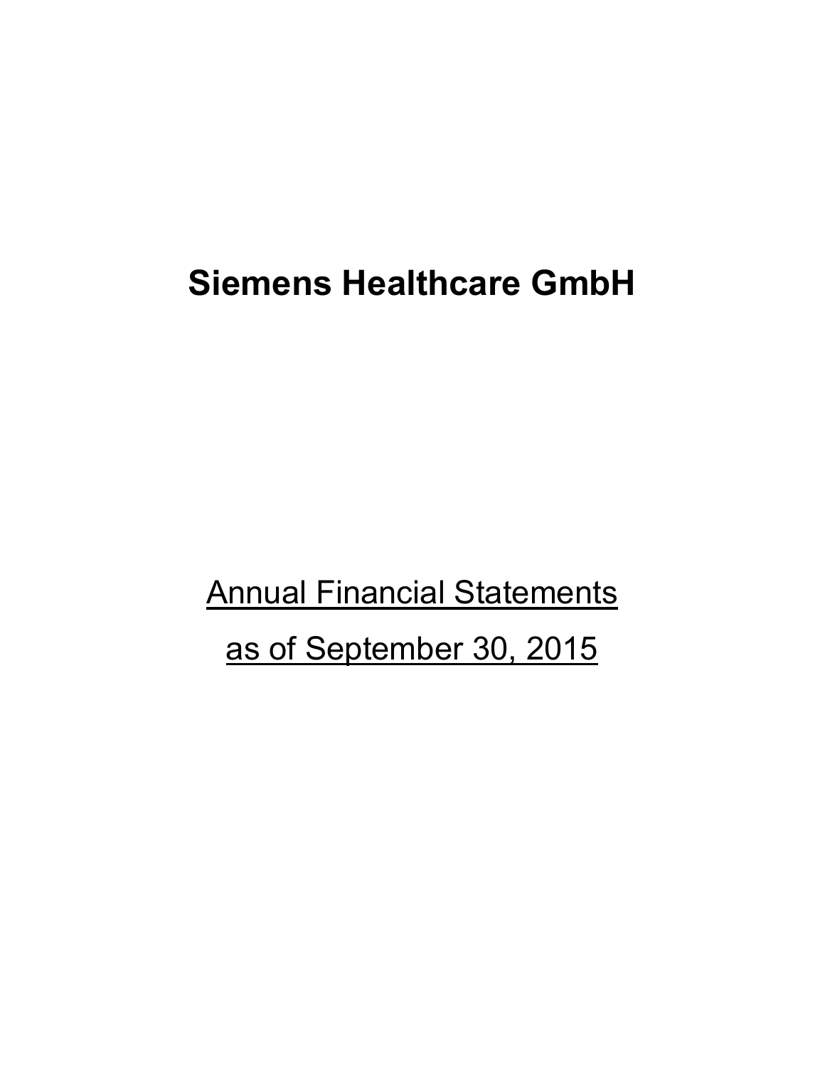# Siemens Healthcare GmbH

Annual Financial Statements

as of September 30, 2015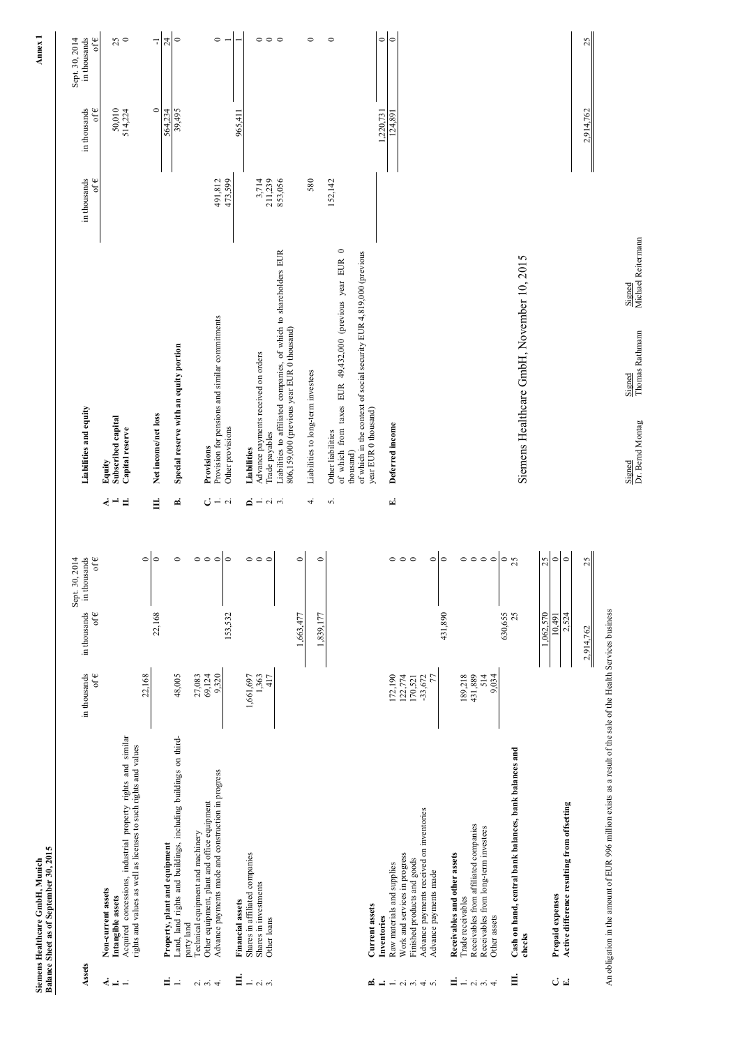**Siemens Healthcare GmbH, Munich**
**Balance Sheet as of September 30, 2015**

**Annex 1**

| **Assets** | in thousands of € | in thousands of € | Sept. 30, 2014 in thousands of € |
|---|---|---|---|
| **A. Non-current assets** | | | |
| **I. Intangible assets** | | | |
| 1. Acquired concessions, industrial property rights and similar rights and values as well as licenses to such rights and values | 22,168 | | 0 |
| | | 22,168 | 0 |
| **II. Property, plant and equipment** | | | |
| 1. Land, land rights and buildings, including buildings on third-party land | 48,005 | | 0 |
| 2. Technical equipment and machinery | 27,083 | | 0 |
| 3. Other equipment, plant and office equipment | 69,124 | | 0 |
| 4. Advance payments made and construction in progress | 9,320 | | 0 |
| | | 153,532 | 0 |
| **III. Financial assets** | | | |
| 1. Shares in affiliated companies | 1,661,697 | | 0 |
| 2. Shares in investments | 1,363 | | 0 |
| 3. Other loans | 417 | | 0 |
| | | 1,663,477 | 0 |
| | | 1,839,177 | 0 |
| **B. Current assets** | | | |
| **I. Inventories** | | | |
| 1. Raw materials and supplies | 172,190 | | 0 |
| 2. Work and services in progress | 122,774 | | 0 |
| 3. Finished products and goods | 170,521 | | 0 |
| 4. Advance payments received on inventories | -33,672 | | 0 |
| 5. Advance payments made | 77 | | 0 |
| | | 431,890 | 0 |
| **II. Receivables and other assets** | | | |
| 1. Trade receivables | 189,218 | | 0 |
| 2. Receivables from affiliated companies | 431,889 | | 0 |
| 3. Receivables from long-term investees | 514 | | 0 |
| 4. Other assets | 9,034 | | 0 |
| | | 630,655 | 0 |
| **III. Cash on hand, central bank balances, bank balances and checks** | | 25 | 25 |
| | | 1,062,570 | 25 |
| **C. Prepaid expenses** | | 10,491 | 0 |
| **E. Active difference resulting from offsetting** | | 2,524 | 0 |
| | | 2,914,762 | 25 |

| **Liabilities and equity** | in thousands of € | in thousands of € | Sept. 30, 2014 in thousands of € |
|---|---|---|---|
| **A. Equity** | | | |
| **I. Subscribed capital** | | 50,010 | 25 |
| **II. Capital reserve** | | 514,224 | 0 |
| **III. Net income/net loss** | | 0 | -1 |
| | | 564,234 | 24 |
| **B. Special reserve with an equity portion** | | 39,495 | 0 |
| **C. Provisions** | | | |
| 1. Provision for pensions and similar commitments | 491,812 | | 0 |
| 2. Other provisions | 473,599 | | 1 |
| | | 965,411 | 1 |
| **D. Liabilities** | | | |
| 1. Advance payments received on orders | 3,714 | | 0 |
| 2. Trade payables | 211,239 | | 0 |
| 3. Liabilities to affiliated companies, of which to shareholders EUR 806,159,000 (previous year EUR 0 thousand) | 853,056 | | 0 |
| 4. Liabilities to long-term investees | 580 | | 0 |
| 5. Other liabilities of which from taxes EUR 49,432,000 (previous year EUR 0 thousand) of which in the context of social security EUR 4,819,000 (previous year EUR 0 thousand) | 152,142 | | 0 |
| | | 1,220,731 | 0 |
| **E. Deferred income** | | 124,891 | 0 |
| | | 2,914,762 | 25 |

An obligation in the amount of EUR 996 million exists as a result of the sale of the Health Services business

Siemens Healthcare GmbH, November 10, 2015

| Signed | Signed | Signed |
|---|---|---|
| Dr. Bernd Montag | Thomas Rathmann | Michael Reitermann |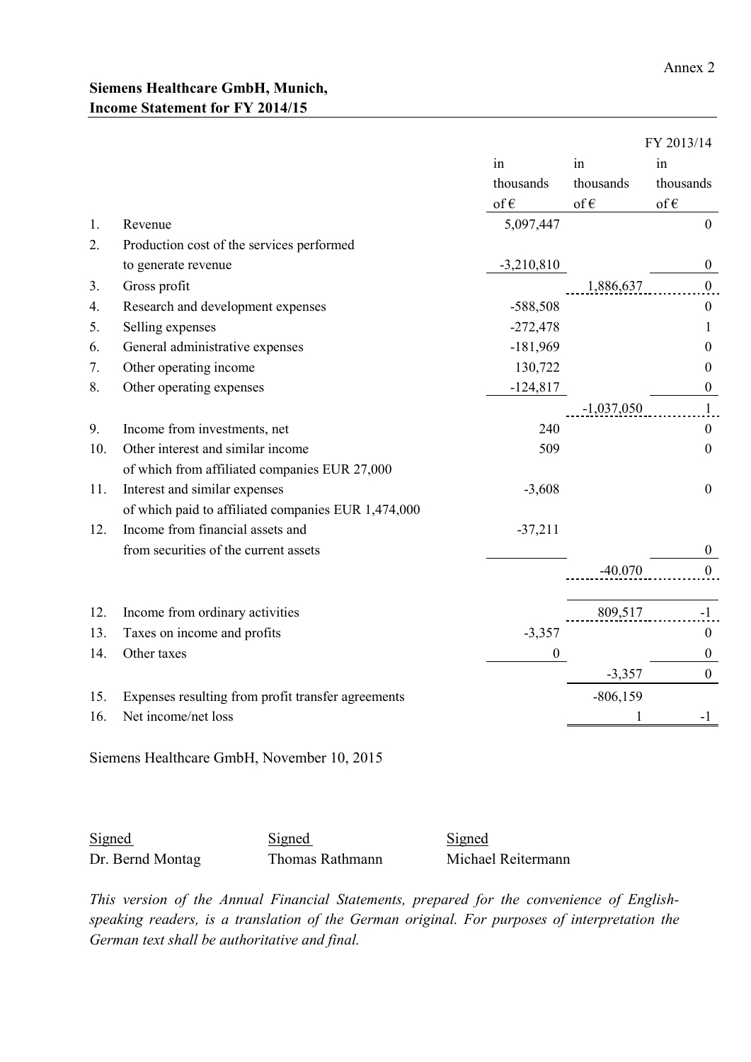Annex 2

**Siemens Healthcare GmbH, Munich,**
**Income Statement for FY 2014/15**

| | | | | FY 2013/14 |
|---|---|---|---|---|
| | | in thousands of € | in thousands of € | in thousands of € |
| 1. | Revenue | 5,097,447 | | 0 |
| 2. | Production cost of the services performed to generate revenue | -3,210,810 | | 0 |
| 3. | Gross profit | | 1,886,637 | 0 |
| 4. | Research and development expenses | -588,508 | | 0 |
| 5. | Selling expenses | -272,478 | | 1 |
| 6. | General administrative expenses | -181,969 | | 0 |
| 7. | Other operating income | 130,722 | | 0 |
| 8. | Other operating expenses | -124,817 | | 0 |
| | | | -1,037,050 | 1 |
| 9. | Income from investments, net | 240 | | 0 |
| 10. | Other interest and similar income<br>of which from affiliated companies EUR 27,000 | 509 | | 0 |
| 11. | Interest and similar expenses<br>of which paid to affiliated companies EUR 1,474,000 | -3,608 | | 0 |
| 12. | Income from financial assets and from securities of the current assets | -37,211 | | 0 |
| | | | -40,070 | 0 |
| 12. | Income from ordinary activities | | 809,517 | -1 |
| 13. | Taxes on income and profits | -3,357 | | 0 |
| 14. | Other taxes | 0 | | 0 |
| | | | -3,357 | 0 |
| 15. | Expenses resulting from profit transfer agreements | | -806,159 | |
| 16. | Net income/net loss | | 1 | -1 |

Siemens Healthcare GmbH, November 10, 2015

| Signed | Signed | Signed |
|---|---|---|
| Dr. Bernd Montag | Thomas Rathmann | Michael Reitermann |

*This version of the Annual Financial Statements, prepared for the convenience of English-speaking readers, is a translation of the German original. For purposes of interpretation the German text shall be authoritative and final.*